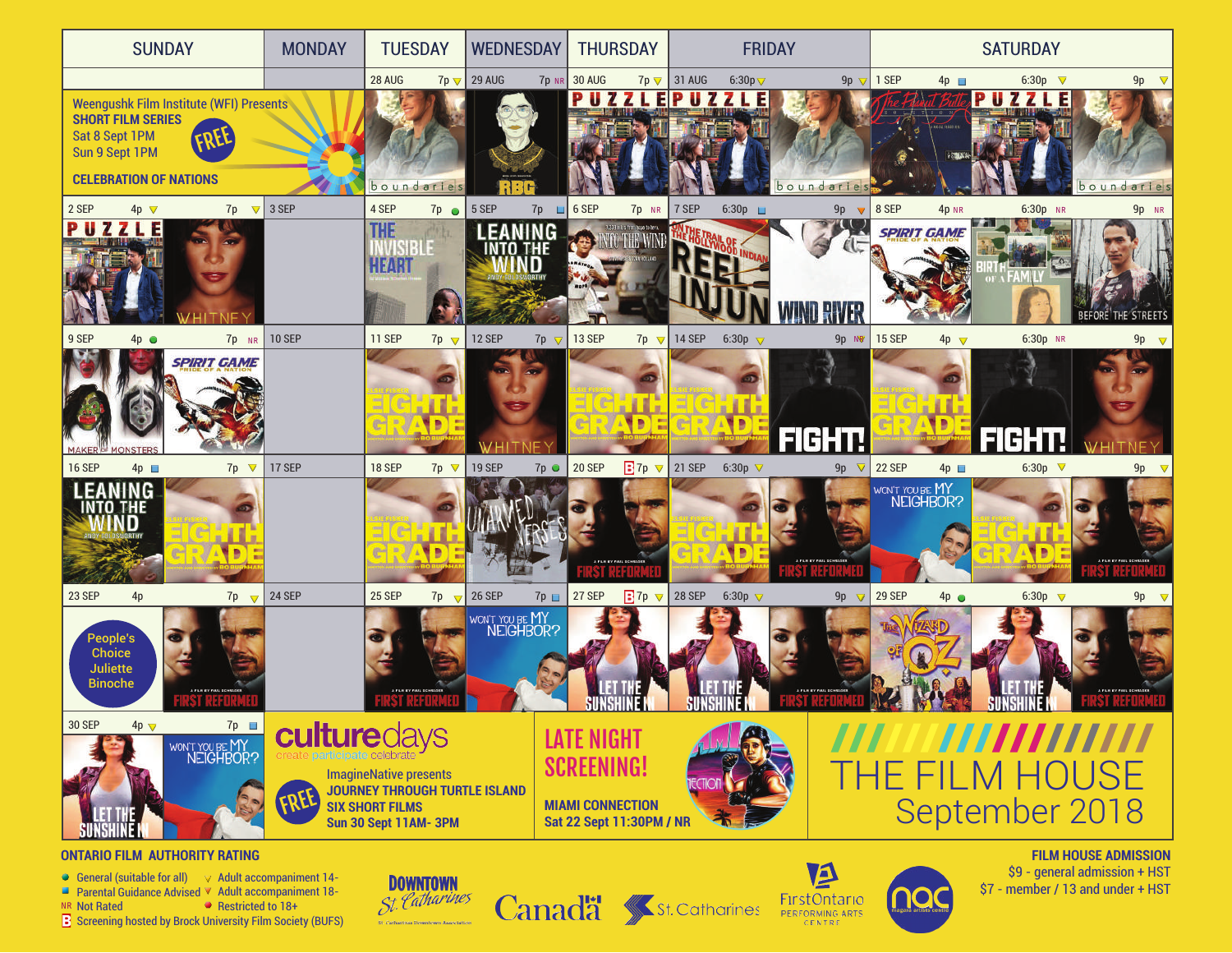# THE FILM HOUSE September 2018

| SUNDAY | MONDAY | TUESDAY | WEDNESDAY | THURSDAY | FRIDAY | SATURDAY |
|---|---|---|---|---|---|---|
| Weengushk Film Institute (WFI) Presents **SHORT FILM SERIES** Sat 8 Sept 1PM, Sun 9 Sept 1PM **FREE** **CELEBRATION OF NATIONS** | | 28 AUG 7p: Boundaries | 29 AUG 7p NR: RBG | 30 AUG 7p: Puzzle | 31 AUG 6:30p: Puzzle; 9p: Boundaries | 1 SEP 4p: The Flaw at Butte; 6:30p: Puzzle; 9p: Boundaries |
| 2 SEP 4p: Puzzle; 7p: Whitney | 3 SEP | 4 SEP 7p: The Invisible Heart | 5 SEP 7p: Leaning Into the Wind | 6 SEP 7p NR: Into the Wind | 7 SEP 6:30p: Reel Injun; 9p: Wind River | 8 SEP 4p NR: Spirit Game; 6:30p NR: Birth of a Family; 9p NR: Before the Streets |
| 9 SEP 4p: Maker of Monsters; 7p NR: Spirit Game | 10 SEP | 11 SEP 7p: Eighth Grade | 12 SEP 7p: Whitney | 13 SEP 7p: Eighth Grade | 14 SEP 6:30p: Eighth Grade; 9p NR: Fight! | 15 SEP 4p: Eighth Grade; 6:30p NR: Fight!; 9p: Whitney |
| 16 SEP 4p: Leaning Into the Wind; 7p: Eighth Grade | 17 SEP | 18 SEP 7p: Eighth Grade | 19 SEP 7p: Unarmed Verses | 20 SEP B 7p: First Reformed | 21 SEP 6:30p: Eighth Grade; 9p: First Reformed | 22 SEP 4p: Won't You Be My Neighbor?; 6:30p: Eighth Grade; 9p: First Reformed |
| 23 SEP 4p: People's Choice Juliette Binoche; 7p: First Reformed | 24 SEP | 25 SEP 7p: First Reformed | 26 SEP 7p: Won't You Be My Neighbor? | 27 SEP B 7p: Let the Sunshine In | 28 SEP 6:30p: Let the Sunshine In; 9p: First Reformed | 29 SEP 4p: The Wizard of Oz; 6:30p: Let the Sunshine In; 9p: First Reformed |
| 30 SEP 4p: Let the Sunshine In; 7p: Won't You Be My Neighbor? | | | | | | |

**culturedays** create participate celebrate

ImagineNative presents **JOURNEY THROUGH TURTLE ISLAND SIX SHORT FILMS** Sun 30 Sept 11AM- 3PM **FREE**

**LATE NIGHT SCREENING!**
**MIAMI CONNECTION**
Sat 22 Sept 11:30PM / NR

## ONTARIO FILM AUTHORITY RATING

- General (suitable for all)
- Parental Guidance Advised
- NR Not Rated
- Adult accompaniment 14-
- Adult accompaniment 18-
- Restricted to 18+
- B Screening hosted by Brock University Film Society (BUFS)

## FILM HOUSE ADMISSION

$9 - general admission + HST
$7 - member / 13 and under + HST

Downtown St. Catharines · Canada · St. Catharines · FirstOntario Performing Arts Centre · nac niagara artists centre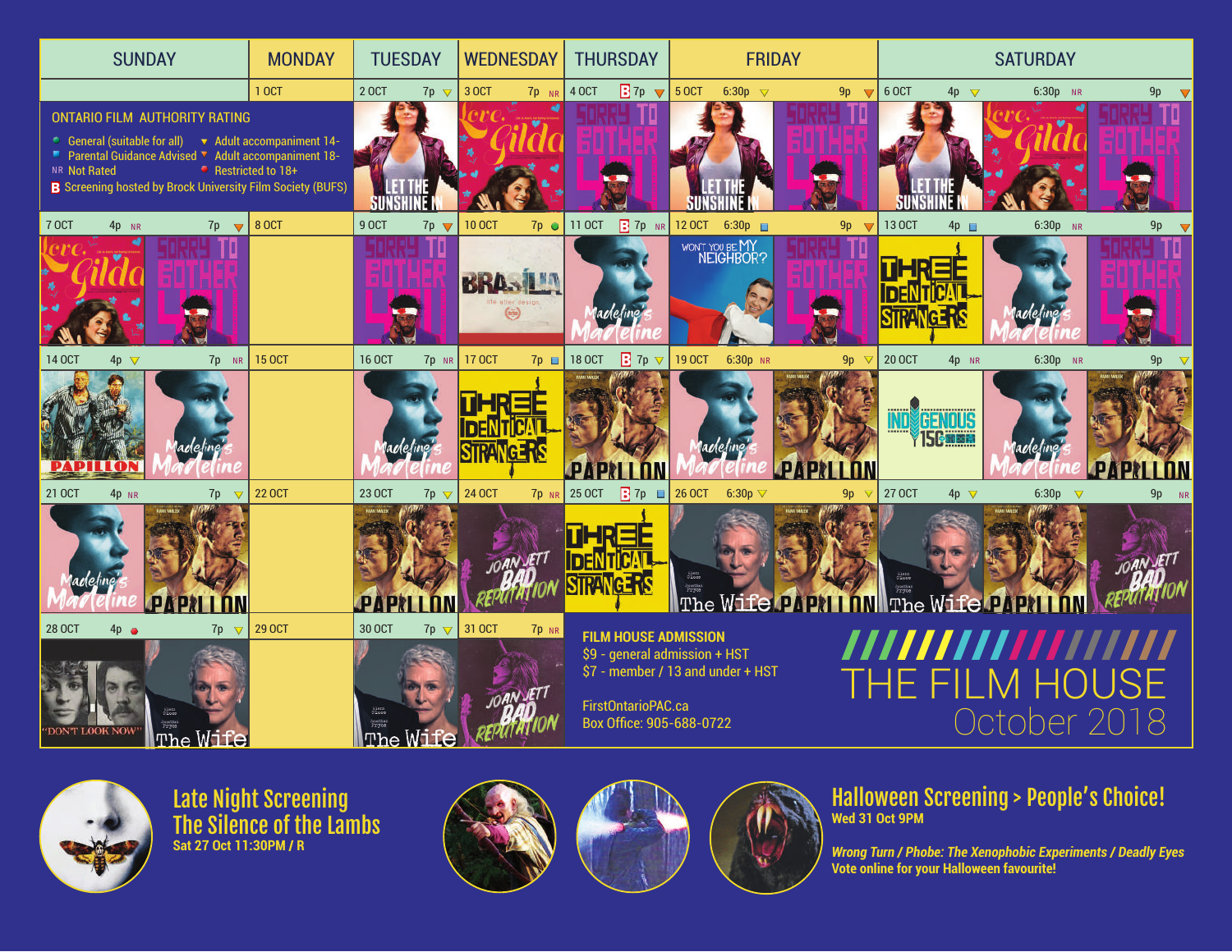| SUNDAY | MONDAY | TUESDAY | WEDNESDAY | THURSDAY | FRIDAY | SATURDAY |
|---|---|---|---|---|---|---|
| | 1 OCT | 2 OCT 7p ▼ Let the Sunshine In | 3 OCT 7p NR Love, Gilda | 4 OCT B 7p ▼ Sorry to Bother You | 5 OCT 6:30p ▼ Let the Sunshine In; 9p ▼ Sorry to Bother You | 6 OCT 4p ▼ Let the Sunshine In; 6:30p NR Love, Gilda; 9p ▼ Sorry to Bother You |
| 7 OCT 4p NR Love, Gilda; 7p ▼ Sorry to Bother You | 8 OCT | 9 OCT 7p ▼ Sorry to Bother You | 10 OCT 7p ● Brasília: Life After Design | 11 OCT B 7p NR Madeline's Madeline | 12 OCT 6:30p ■ Won't You Be My Neighbor?; 9p ▼ Sorry to Bother You | 13 OCT 4p ■ Three Identical Strangers; 6:30p NR Madeline's Madeline; 9p ▼ Sorry to Bother You |
| 14 OCT 4p ▼ Papillon; 7p NR Madeline's Madeline | 15 OCT | 16 OCT 7p NR Madeline's Madeline | 17 OCT 7p ■ Three Identical Strangers | 18 OCT B 7p ▼ Papillon | 19 OCT 6:30p NR Madeline's Madeline; 9p ▼ Papillon | 20 OCT 4p NR Indigenous 150; 6:30p NR Madeline's Madeline; 9p ▼ Papillon |
| 21 OCT 4p NR Madeline's Madeline; 7p ▼ Papillon | 22 OCT | 23 OCT 7p ▼ Papillon | 24 OCT 7p NR Joan Jett: Bad Reputation | 25 OCT B 7p ■ Three Identical Strangers | 26 OCT 6:30p ▼ The Wife; 9p ▼ Papillon | 27 OCT 4p ▼ The Wife; 6:30p ▼ Papillon; 9p NR Joan Jett: Bad Reputation |
| 28 OCT 4p ● "Don't Look Now"; 7p ▼ The Wife | 29 OCT | 30 OCT 7p ▼ The Wife | 31 OCT 7p NR Joan Jett: Bad Reputation | | | |

## ONTARIO FILM AUTHORITY RATING

- ● General (suitable for all)
- ■ Parental Guidance Advised
- NR Not Rated
- ▼ Adult accompaniment 14-
- ▼ Adult accompaniment 18-
- ● Restricted to 18+
- **B** Screening hosted by Brock University Film Society (BUFS)

**FILM HOUSE ADMISSION**
$9 - general admission + HST
$7 - member / 13 and under + HST

FirstOntarioPAC.ca
Box Office: 905-688-0722

# THE FILM HOUSE
## October 2018

## Late Night Screening
## The Silence of the Lambs
**Sat 27 Oct 11:30PM / R**

## Halloween Screening > People's Choice!
**Wed 31 Oct 9PM**

***Wrong Turn / Phobe: The Xenophobic Experiments / Deadly Eyes***
**Vote online for your Halloween favourite!**